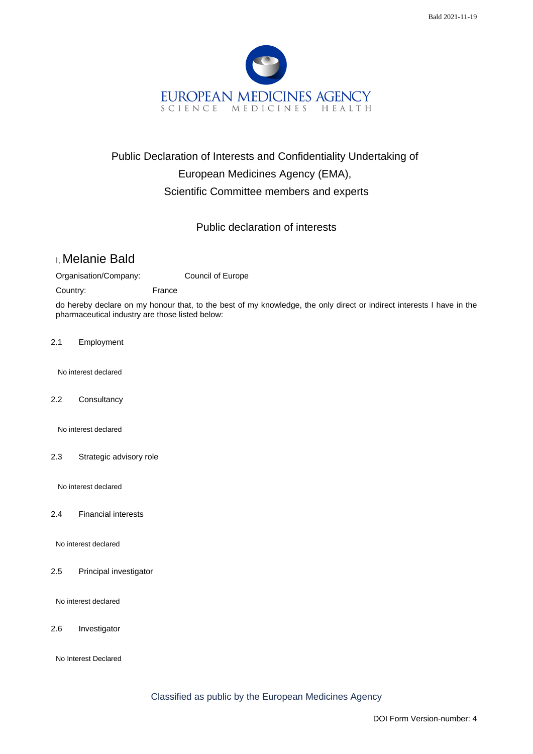EUROPEAN MEDICINES AGENCY
SCIENCE MEDICINES HEALTH

# Public Declaration of Interests and Confidentiality Undertaking of European Medicines Agency (EMA), Scientific Committee members and experts

## Public declaration of interests

I, Melanie Bald

Organisation/Company: Council of Europe

Country: France

do hereby declare on my honour that, to the best of my knowledge, the only direct or indirect interests I have in the pharmaceutical industry are those listed below:

2.1 Employment

No interest declared

2.2 Consultancy

No interest declared

2.3 Strategic advisory role

No interest declared

2.4 Financial interests

No interest declared

2.5 Principal investigator

No interest declared

2.6 Investigator

No Interest Declared

Classified as public by the European Medicines Agency

DOI Form Version-number: 4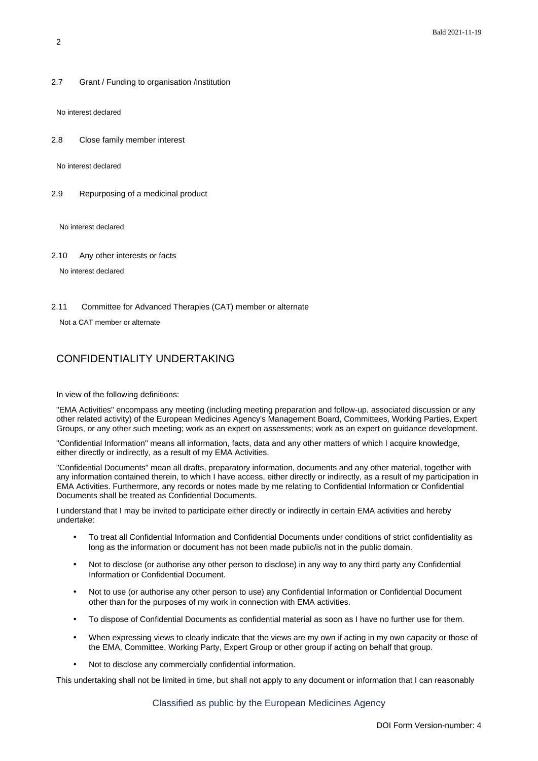2.7 Grant / Funding to organisation /institution

No interest declared

2.8 Close family member interest

No interest declared

2.9 Repurposing of a medicinal product

No interest declared

2.10 Any other interests or facts

No interest declared

2.11 Committee for Advanced Therapies (CAT) member or alternate

Not a CAT member or alternate

## CONFIDENTIALITY UNDERTAKING

In view of the following definitions:

"EMA Activities" encompass any meeting (including meeting preparation and follow-up, associated discussion or any other related activity) of the European Medicines Agency's Management Board, Committees, Working Parties, Expert Groups, or any other such meeting; work as an expert on assessments; work as an expert on guidance development.

"Confidential Information" means all information, facts, data and any other matters of which I acquire knowledge, either directly or indirectly, as a result of my EMA Activities.

"Confidential Documents" mean all drafts, preparatory information, documents and any other material, together with any information contained therein, to which I have access, either directly or indirectly, as a result of my participation in EMA Activities. Furthermore, any records or notes made by me relating to Confidential Information or Confidential Documents shall be treated as Confidential Documents.

I understand that I may be invited to participate either directly or indirectly in certain EMA activities and hereby undertake:

- To treat all Confidential Information and Confidential Documents under conditions of strict confidentiality as long as the information or document has not been made public/is not in the public domain.
- Not to disclose (or authorise any other person to disclose) in any way to any third party any Confidential Information or Confidential Document.
- Not to use (or authorise any other person to use) any Confidential Information or Confidential Document other than for the purposes of my work in connection with EMA activities.
- To dispose of Confidential Documents as confidential material as soon as I have no further use for them.
- When expressing views to clearly indicate that the views are my own if acting in my own capacity or those of the EMA, Committee, Working Party, Expert Group or other group if acting on behalf that group.
- Not to disclose any commercially confidential information.

This undertaking shall not be limited in time, but shall not apply to any document or information that I can reasonably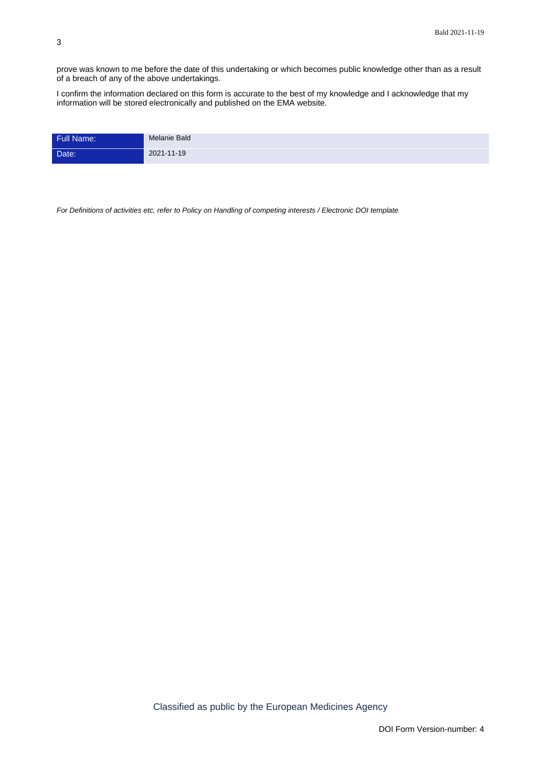prove was known to me before the date of this undertaking or which becomes public knowledge other than as a result of a breach of any of the above undertakings.

I confirm the information declared on this form is accurate to the best of my knowledge and I acknowledge that my information will be stored electronically and published on the EMA website.

| | |
|---|---|
| Full Name: | Melanie Bald |
| Date: | 2021-11-19 |

*For Definitions of activities etc, refer to Policy on Handling of competing interests / Electronic DOI template*

Classified as public by the European Medicines Agency

DOI Form Version-number: 4